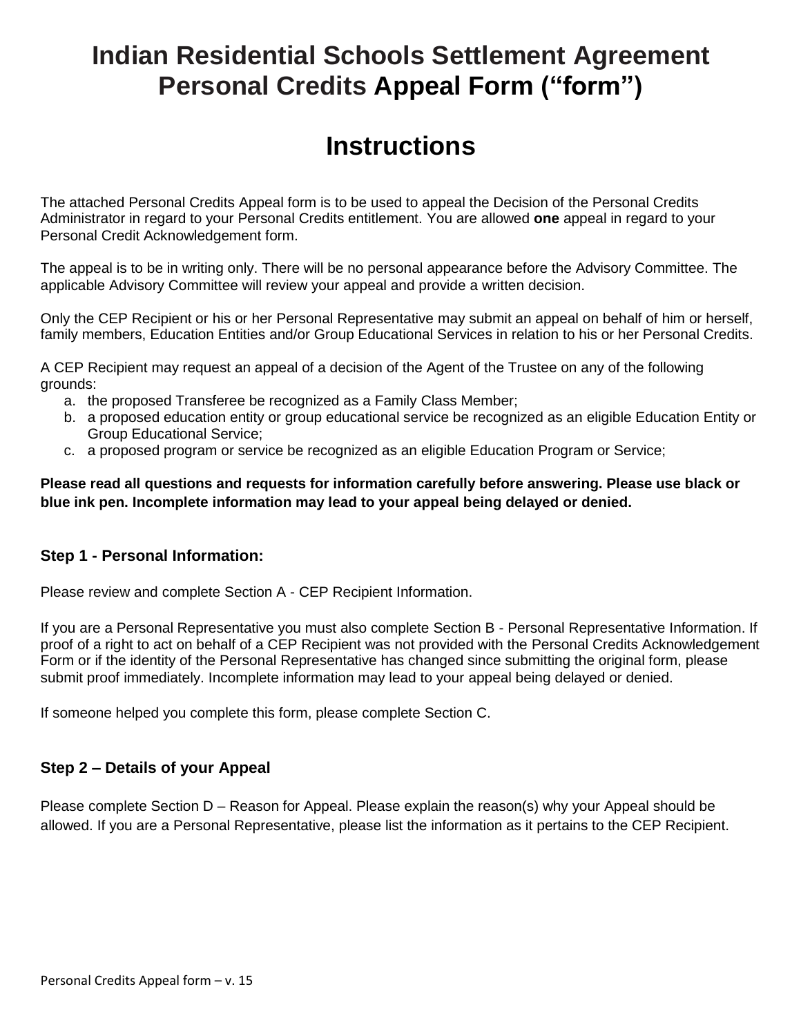# Indian Residential Schools Settlement Agreement Personal Credits Appeal Form ("form")

# Instructions

The attached Personal Credits Appeal form is to be used to appeal the Decision of the Personal Credits Administrator in regard to your Personal Credits entitlement. You are allowed **one** appeal in regard to your Personal Credit Acknowledgement form.

The appeal is to be in writing only. There will be no personal appearance before the Advisory Committee. The applicable Advisory Committee will review your appeal and provide a written decision.

Only the CEP Recipient or his or her Personal Representative may submit an appeal on behalf of him or herself, family members, Education Entities and/or Group Educational Services in relation to his or her Personal Credits.

A CEP Recipient may request an appeal of a decision of the Agent of the Trustee on any of the following grounds:

a. the proposed Transferee be recognized as a Family Class Member;
b. a proposed education entity or group educational service be recognized as an eligible Education Entity or Group Educational Service;
c. a proposed program or service be recognized as an eligible Education Program or Service;

**Please read all questions and requests for information carefully before answering. Please use black or blue ink pen. Incomplete information may lead to your appeal being delayed or denied.**

### Step 1 - Personal Information:

Please review and complete Section A - CEP Recipient Information.

If you are a Personal Representative you must also complete Section B - Personal Representative Information. If proof of a right to act on behalf of a CEP Recipient was not provided with the Personal Credits Acknowledgement Form or if the identity of the Personal Representative has changed since submitting the original form, please submit proof immediately. Incomplete information may lead to your appeal being delayed or denied.

If someone helped you complete this form, please complete Section C.

### Step 2 – Details of your Appeal

Please complete Section D – Reason for Appeal. Please explain the reason(s) why your Appeal should be allowed. If you are a Personal Representative, please list the information as it pertains to the CEP Recipient.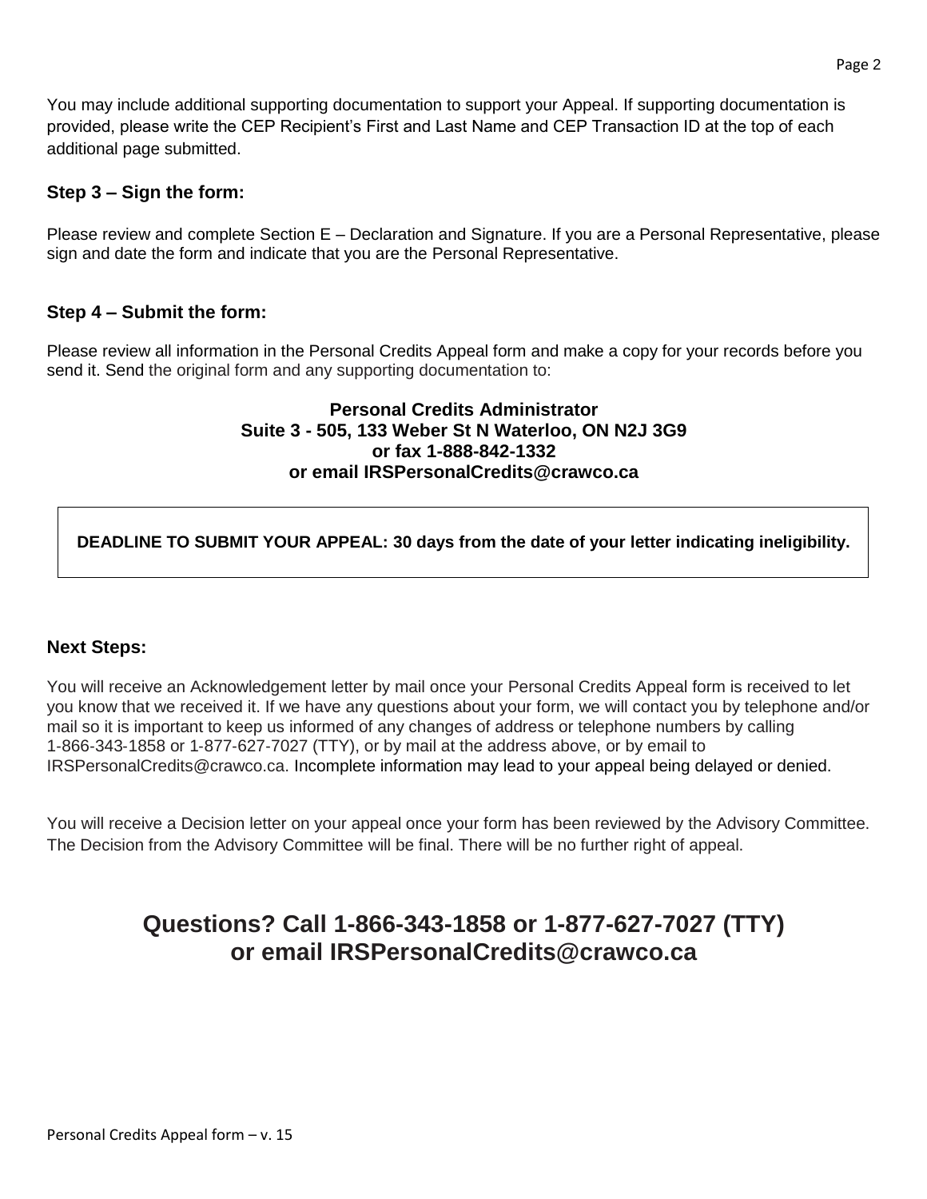You may include additional supporting documentation to support your Appeal. If supporting documentation is provided, please write the CEP Recipient's First and Last Name and CEP Transaction ID at the top of each additional page submitted.

### Step 3 – Sign the form:

Please review and complete Section E – Declaration and Signature. If you are a Personal Representative, please sign and date the form and indicate that you are the Personal Representative.

### Step 4 – Submit the form:

Please review all information in the Personal Credits Appeal form and make a copy for your records before you send it. Send the original form and any supporting documentation to:

**Personal Credits Administrator**
**Suite 3 - 505, 133 Weber St N Waterloo, ON N2J 3G9**
**or fax 1-888-842-1332**
**or email IRSPersonalCredits@crawco.ca**

**DEADLINE TO SUBMIT YOUR APPEAL: 30 days from the date of your letter indicating ineligibility.**

### Next Steps:

You will receive an Acknowledgement letter by mail once your Personal Credits Appeal form is received to let you know that we received it. If we have any questions about your form, we will contact you by telephone and/or mail so it is important to keep us informed of any changes of address or telephone numbers by calling 1-866-343-1858 or 1-877-627-7027 (TTY), or by mail at the address above, or by email to IRSPersonalCredits@crawco.ca. Incomplete information may lead to your appeal being delayed or denied.

You will receive a Decision letter on your appeal once your form has been reviewed by the Advisory Committee. The Decision from the Advisory Committee will be final. There will be no further right of appeal.

## Questions? Call 1-866-343-1858 or 1-877-627-7027 (TTY) or email IRSPersonalCredits@crawco.ca

Personal Credits Appeal form – v. 15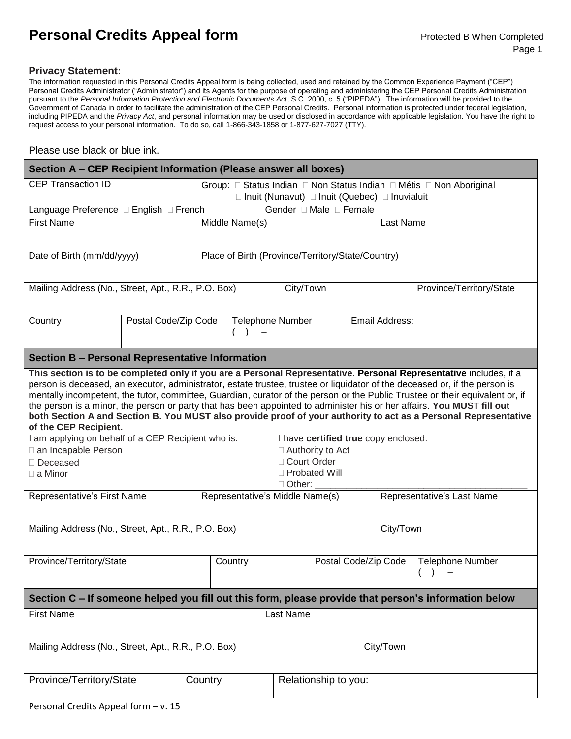# Personal Credits Appeal form

Protected B When Completed

**Privacy Statement:**

The information requested in this Personal Credits Appeal form is being collected, used and retained by the Common Experience Payment ("CEP") Personal Credits Administrator ("Administrator") and its Agents for the purpose of operating and administering the CEP Personal Credits Administration pursuant to the *Personal Information Protection and Electronic Documents Act*, S.C. 2000, c. 5 ("PIPEDA"). The information will be provided to the Government of Canada in order to facilitate the administration of the CEP Personal Credits. Personal information is protected under federal legislation, including PIPEDA and the *Privacy Act*, and personal information may be used or disclosed in accordance with applicable legislation. You have the right to request access to your personal information. To do so, call 1-866-343-1858 or 1-877-627-7027 (TTY).

Please use black or blue ink.

## Section A – CEP Recipient Information (Please answer all boxes)

| CEP Transaction ID | Group: ☐ Status Indian ☐ Non Status Indian ☐ Métis ☐ Non Aboriginal ☐ Inuit (Nunavut) ☐ Inuit (Quebec) ☐ Inuvialuit | |
|---|---|---|
| Language Preference ☐ English ☐ French | Gender ☐ Male ☐ Female | |
| First Name | Middle Name(s) | Last Name |
| Date of Birth (mm/dd/yyyy) | Place of Birth (Province/Territory/State/Country) | |
| Mailing Address (No., Street, Apt., R.R., P.O. Box) | City/Town | Province/Territory/State |
| Country | Postal Code/Zip Code | Telephone Number ( ) – |
| Email Address: | | |

## Section B – Personal Representative Information

**This section is to be completed only if you are a Personal Representative. Personal Representative** includes, if a person is deceased, an executor, administrator, estate trustee, trustee or liquidator of the deceased or, if the person is mentally incompetent, the tutor, committee, Guardian, curator of the person or the Public Trustee or their equivalent or, if the person is a minor, the person or party that has been appointed to administer his or her affairs. **You MUST fill out both Section A and Section B. You MUST also provide proof of your authority to act as a Personal Representative of the CEP Recipient.**

| I am applying on behalf of a CEP Recipient who is: | I have **certified true** copy enclosed: |
|---|---|
| ☐ an Incapable Person | ☐ Authority to Act |
| ☐ Deceased | ☐ Court Order |
| ☐ a Minor | ☐ Probated Will |
| | ☐ Other: ________________ |

| Representative's First Name | Representative's Middle Name(s) | Representative's Last Name | |
|---|---|---|---|
| Mailing Address (No., Street, Apt., R.R., P.O. Box) | | City/Town | |
| Province/Territory/State | Country | Postal Code/Zip Code | Telephone Number ( ) – |

## Section C – If someone helped you fill out this form, please provide that person's information below

| First Name | Last Name | |
|---|---|---|
| Mailing Address (No., Street, Apt., R.R., P.O. Box) | | City/Town |
| Province/Territory/State | Country | Relationship to you: |

Personal Credits Appeal form – v. 15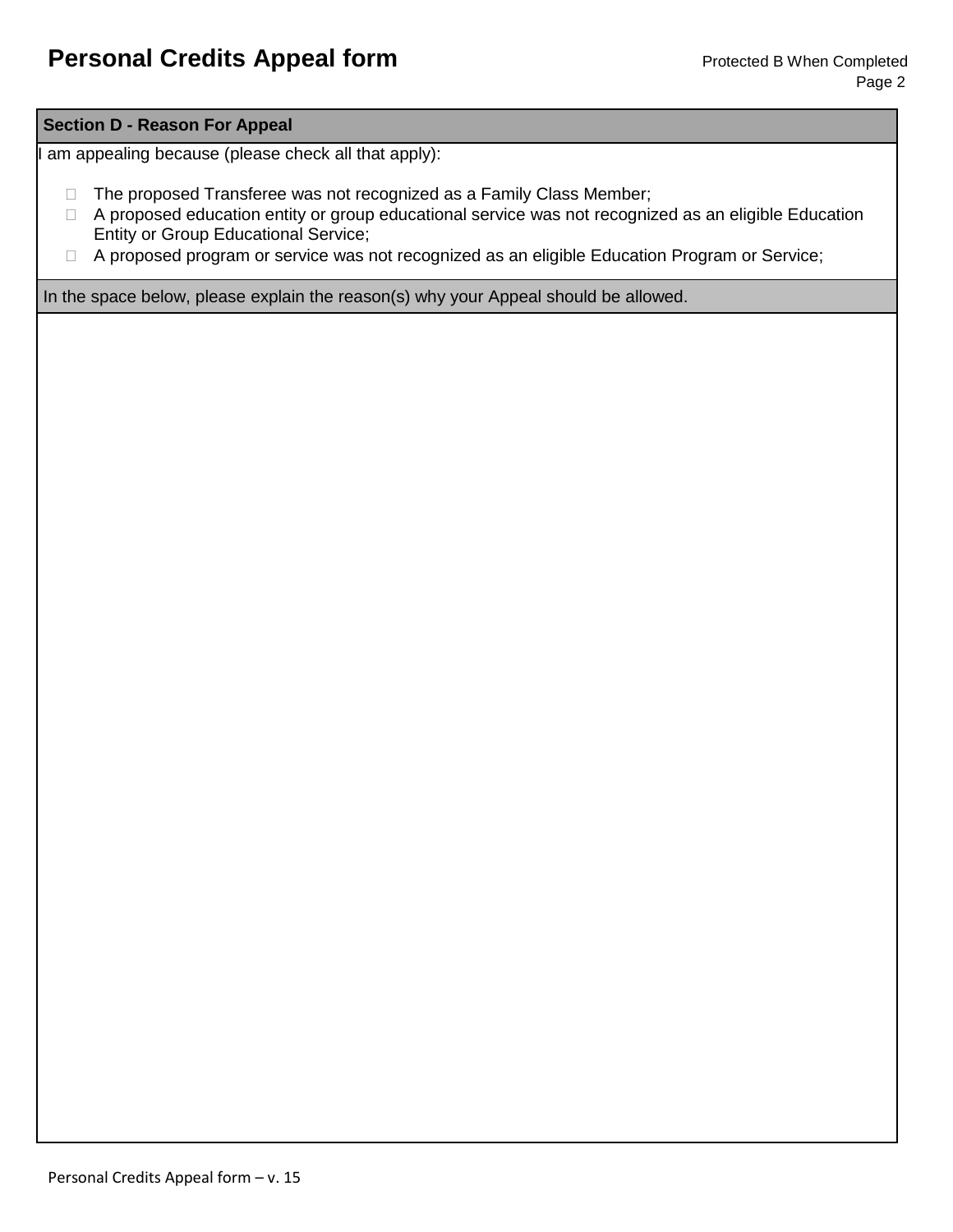# Personal Credits Appeal form

Protected B When Completed

## Section D - Reason For Appeal

I am appealing because (please check all that apply):

- ☐ The proposed Transferee was not recognized as a Family Class Member;
- ☐ A proposed education entity or group educational service was not recognized as an eligible Education Entity or Group Educational Service;
- ☐ A proposed program or service was not recognized as an eligible Education Program or Service;

In the space below, please explain the reason(s) why your Appeal should be allowed.

Personal Credits Appeal form – v. 15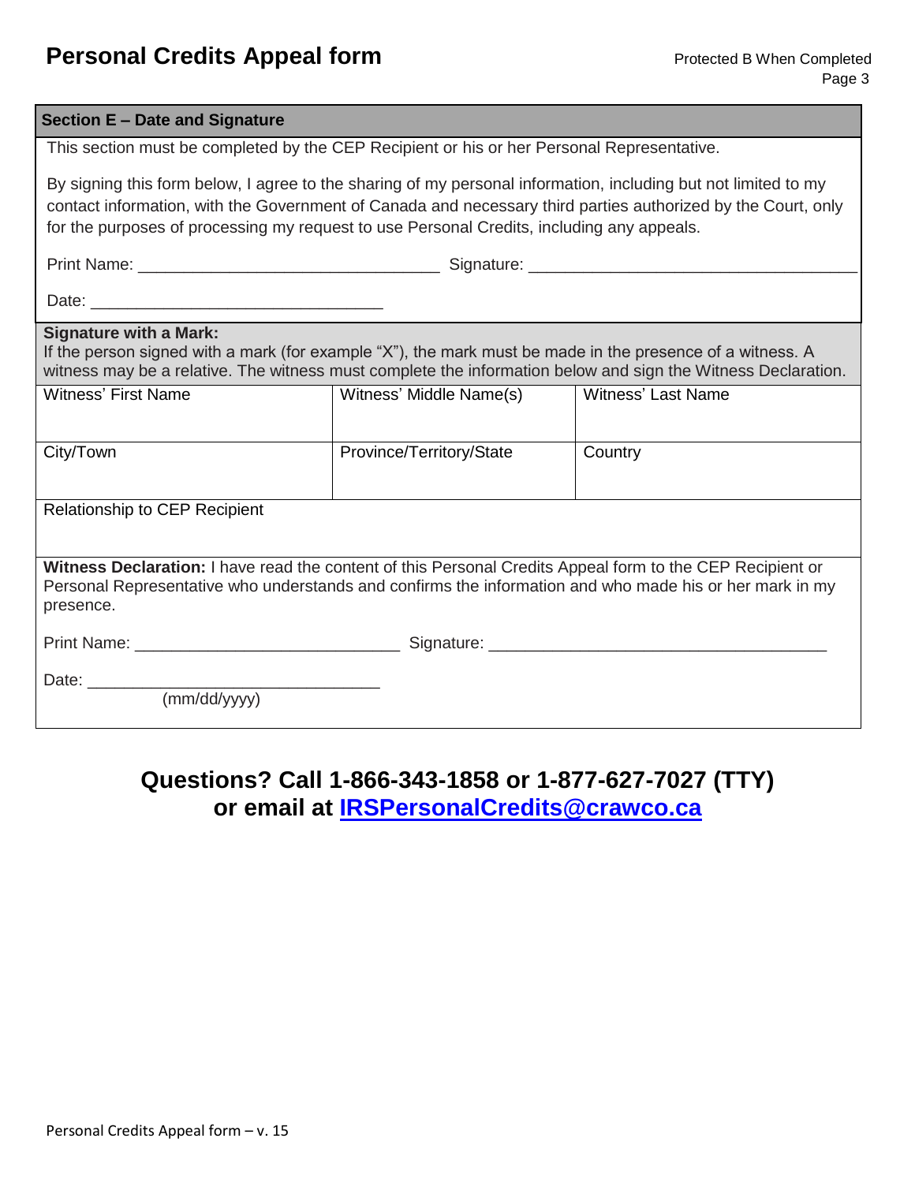# Personal Credits Appeal form

Protected B When Completed

## Section E – Date and Signature

This section must be completed by the CEP Recipient or his or her Personal Representative.

By signing this form below, I agree to the sharing of my personal information, including but not limited to my contact information, with the Government of Canada and necessary third parties authorized by the Court, only for the purposes of processing my request to use Personal Credits, including any appeals.

Print Name: ________________________________ Signature: ___________________________________

Date: _______________________________

**Signature with a Mark:**
If the person signed with a mark (for example "X"), the mark must be made in the presence of a witness. A witness may be a relative. The witness must complete the information below and sign the Witness Declaration.

| | | |
|---|---|---|
| Witness' First Name | Witness' Middle Name(s) | Witness' Last Name |
| City/Town | Province/Territory/State | Country |
| Relationship to CEP Recipient | | |

**Witness Declaration:** I have read the content of this Personal Credits Appeal form to the CEP Recipient or Personal Representative who understands and confirms the information and who made his or her mark in my presence.

Print Name: ____________________________ Signature: ____________________________________

Date: _______________________________
(mm/dd/yyyy)

**Questions? Call 1-866-343-1858 or 1-877-627-7027 (TTY) or email at IRSPersonalCredits@crawco.ca**

Personal Credits Appeal form – v. 15